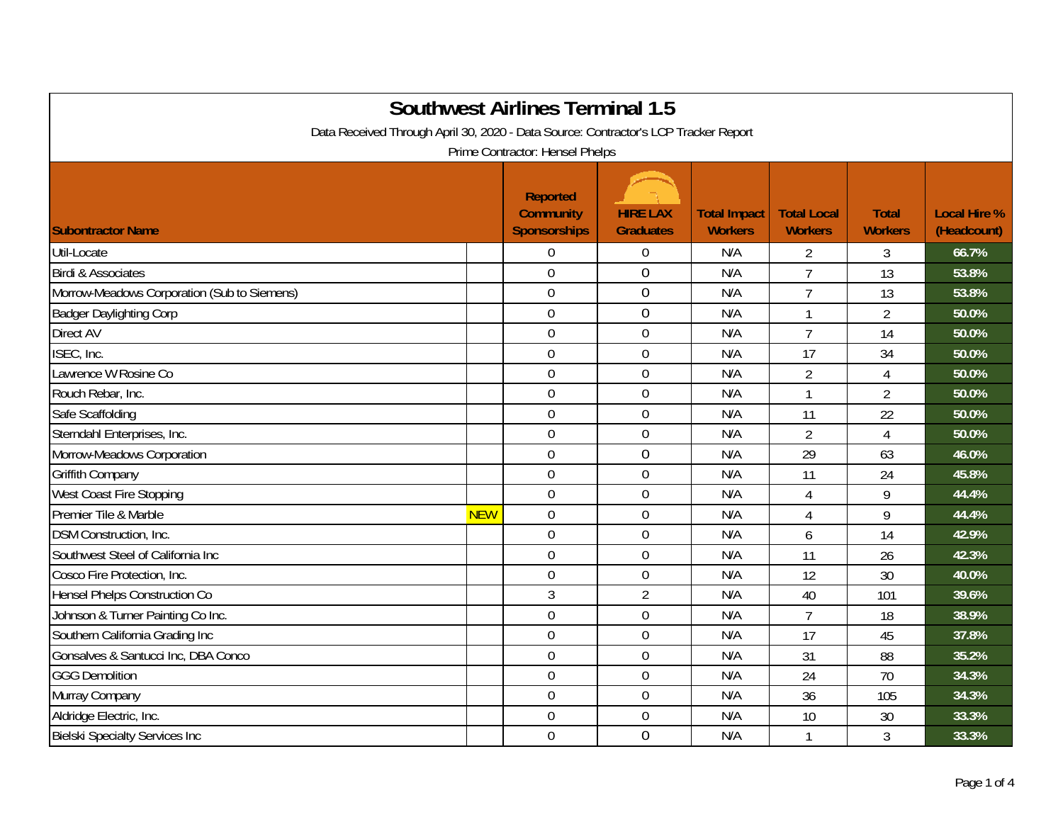# Southwest Airlines Terminal 1.5

Data Received Through April 30, 2020 - Data Source: Contractor's LCP Tracker Report

Prime Contractor: Hensel Phelps

| Subontractor Name | | Reported Community Sponsorships | HIRE LAX Graduates | Total Impact Workers | Total Local Workers | Total Workers | Local Hire % (Headcount) |
|---|---|---|---|---|---|---|---|
| Util-Locate | | 0 | 0 | N/A | 2 | 3 | 66.7% |
| Birdi & Associates | | 0 | 0 | N/A | 7 | 13 | 53.8% |
| Morrow-Meadows Corporation (Sub to Siemens) | | 0 | 0 | N/A | 7 | 13 | 53.8% |
| Badger Daylighting Corp | | 0 | 0 | N/A | 1 | 2 | 50.0% |
| Direct AV | | 0 | 0 | N/A | 7 | 14 | 50.0% |
| ISEC, Inc. | | 0 | 0 | N/A | 17 | 34 | 50.0% |
| Lawrence W Rosine Co | | 0 | 0 | N/A | 2 | 4 | 50.0% |
| Rouch Rebar, Inc. | | 0 | 0 | N/A | 1 | 2 | 50.0% |
| Safe Scaffolding | | 0 | 0 | N/A | 11 | 22 | 50.0% |
| Sterndahl Enterprises, Inc. | | 0 | 0 | N/A | 2 | 4 | 50.0% |
| Morrow-Meadows Corporation | | 0 | 0 | N/A | 29 | 63 | 46.0% |
| Griffith Company | | 0 | 0 | N/A | 11 | 24 | 45.8% |
| West Coast Fire Stopping | | 0 | 0 | N/A | 4 | 9 | 44.4% |
| Premier Tile & Marble | NEW | 0 | 0 | N/A | 4 | 9 | 44.4% |
| DSM Construction, Inc. | | 0 | 0 | N/A | 6 | 14 | 42.9% |
| Southwest Steel of California Inc | | 0 | 0 | N/A | 11 | 26 | 42.3% |
| Cosco Fire Protection, Inc. | | 0 | 0 | N/A | 12 | 30 | 40.0% |
| Hensel Phelps Construction Co | | 3 | 2 | N/A | 40 | 101 | 39.6% |
| Johnson & Turner Painting Co Inc. | | 0 | 0 | N/A | 7 | 18 | 38.9% |
| Southern California Grading Inc | | 0 | 0 | N/A | 17 | 45 | 37.8% |
| Gonsalves & Santucci Inc, DBA Conco | | 0 | 0 | N/A | 31 | 88 | 35.2% |
| GGG Demolition | | 0 | 0 | N/A | 24 | 70 | 34.3% |
| Murray Company | | 0 | 0 | N/A | 36 | 105 | 34.3% |
| Aldridge Electric, Inc. | | 0 | 0 | N/A | 10 | 30 | 33.3% |
| Bielski Specialty Services Inc | | 0 | 0 | N/A | 1 | 3 | 33.3% |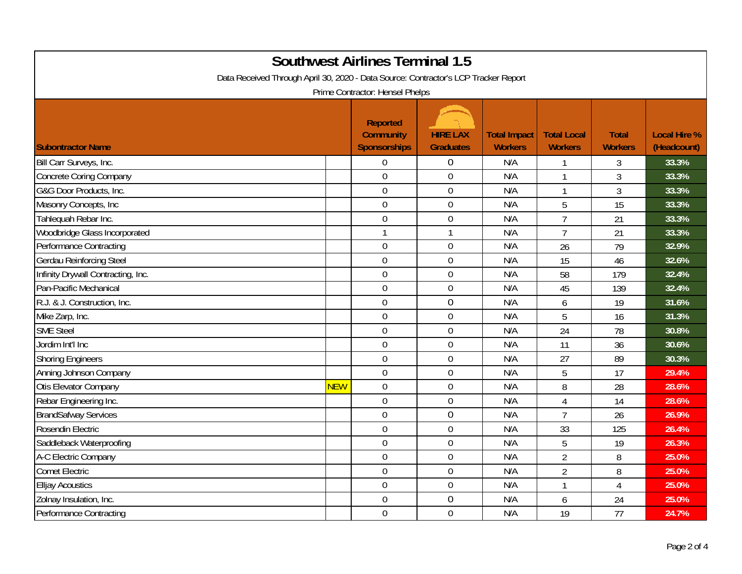# Southwest Airlines Terminal 1.5

Data Received Through April 30, 2020 - Data Source: Contractor's LCP Tracker Report

Prime Contractor: Hensel Phelps

| Subontractor Name | | Reported Community Sponsorships | HIRE LAX Graduates | Total Impact Workers | Total Local Workers | Total Workers | Local Hire % (Headcount) |
|---|---|---|---|---|---|---|---|
| Bill Carr Surveys, Inc. | | 0 | 0 | N/A | 1 | 3 | 33.3% |
| Concrete Coring Company | | 0 | 0 | N/A | 1 | 3 | 33.3% |
| G&G Door Products, Inc. | | 0 | 0 | N/A | 1 | 3 | 33.3% |
| Masonry Concepts, Inc | | 0 | 0 | N/A | 5 | 15 | 33.3% |
| Tahlequah Rebar Inc. | | 0 | 0 | N/A | 7 | 21 | 33.3% |
| Woodbridge Glass Incorporated | | 1 | 1 | N/A | 7 | 21 | 33.3% |
| Performance Contracting | | 0 | 0 | N/A | 26 | 79 | 32.9% |
| Gerdau Reinforcing Steel | | 0 | 0 | N/A | 15 | 46 | 32.6% |
| Infinity Drywall Contracting, Inc. | | 0 | 0 | N/A | 58 | 179 | 32.4% |
| Pan-Pacific Mechanical | | 0 | 0 | N/A | 45 | 139 | 32.4% |
| R.J. & J. Construction, Inc. | | 0 | 0 | N/A | 6 | 19 | 31.6% |
| Mike Zarp, Inc. | | 0 | 0 | N/A | 5 | 16 | 31.3% |
| SME Steel | | 0 | 0 | N/A | 24 | 78 | 30.8% |
| Jordim Int'l Inc | | 0 | 0 | N/A | 11 | 36 | 30.6% |
| Shoring Engineers | | 0 | 0 | N/A | 27 | 89 | 30.3% |
| Anning Johnson Company | | 0 | 0 | N/A | 5 | 17 | 29.4% |
| Otis Elevator Company | NEW | 0 | 0 | N/A | 8 | 28 | 28.6% |
| Rebar Engineering Inc. | | 0 | 0 | N/A | 4 | 14 | 28.6% |
| BrandSafway Services | | 0 | 0 | N/A | 7 | 26 | 26.9% |
| Rosendin Electric | | 0 | 0 | N/A | 33 | 125 | 26.4% |
| Saddleback Waterproofing | | 0 | 0 | N/A | 5 | 19 | 26.3% |
| A-C Electric Company | | 0 | 0 | N/A | 2 | 8 | 25.0% |
| Comet Electric | | 0 | 0 | N/A | 2 | 8 | 25.0% |
| Elljay Acoustics | | 0 | 0 | N/A | 1 | 4 | 25.0% |
| Zolnay Insulation, Inc. | | 0 | 0 | N/A | 6 | 24 | 25.0% |
| Performance Contracting | | 0 | 0 | N/A | 19 | 77 | 24.7% |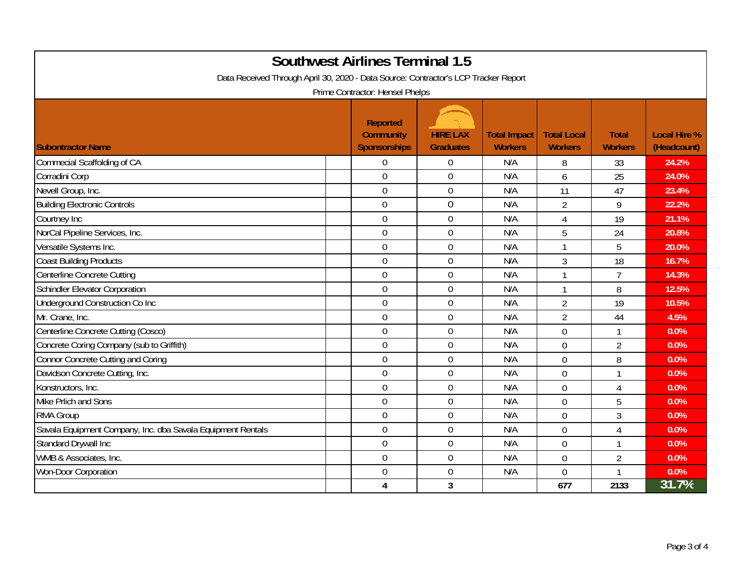# Southwest Airlines Terminal 1.5

Data Received Through April 30, 2020 - Data Source: Contractor's LCP Tracker Report

Prime Contractor: Hensel Phelps

| Subontractor Name | | Reported Community Sponsorships | HIRE LAX Graduates | Total Impact Workers | Total Local Workers | Total Workers | Local Hire % (Headcount) |
|---|---|---|---|---|---|---|---|
| Commecial Scaffolding of CA | | 0 | 0 | N/A | 8 | 33 | 24.2% |
| Corradini Corp | | 0 | 0 | N/A | 6 | 25 | 24.0% |
| Nevell Group, Inc. | | 0 | 0 | N/A | 11 | 47 | 23.4% |
| Building Electronic Controls | | 0 | 0 | N/A | 2 | 9 | 22.2% |
| Courtney Inc | | 0 | 0 | N/A | 4 | 19 | 21.1% |
| NorCal Pipeline Services, Inc. | | 0 | 0 | N/A | 5 | 24 | 20.8% |
| Versatile Systems Inc. | | 0 | 0 | N/A | 1 | 5 | 20.0% |
| Coast Building Products | | 0 | 0 | N/A | 3 | 18 | 16.7% |
| Centerline Concrete Cutting | | 0 | 0 | N/A | 1 | 7 | 14.3% |
| Schindler Elevator Corporation | | 0 | 0 | N/A | 1 | 8 | 12.5% |
| Underground Construction Co Inc | | 0 | 0 | N/A | 2 | 19 | 10.5% |
| Mr. Crane, Inc. | | 0 | 0 | N/A | 2 | 44 | 4.5% |
| Centerline Concrete Cutting (Cosco) | | 0 | 0 | N/A | 0 | 1 | 0.0% |
| Concrete Coring Company (sub to Griffith) | | 0 | 0 | N/A | 0 | 2 | 0.0% |
| Connor Concrete Cutting and Coring | | 0 | 0 | N/A | 0 | 8 | 0.0% |
| Davidson Concrete Cutting, Inc. | | 0 | 0 | N/A | 0 | 1 | 0.0% |
| Konstructors, Inc. | | 0 | 0 | N/A | 0 | 4 | 0.0% |
| Mike Prlich and Sons | | 0 | 0 | N/A | 0 | 5 | 0.0% |
| RMA Group | | 0 | 0 | N/A | 0 | 3 | 0.0% |
| Savala Equipment Company, Inc. dba Savala Equipment Rentals | | 0 | 0 | N/A | 0 | 4 | 0.0% |
| Standard Drywall Inc | | 0 | 0 | N/A | 0 | 1 | 0.0% |
| WMB & Associates, Inc. | | 0 | 0 | N/A | 0 | 2 | 0.0% |
| Won-Door Corporation | | 0 | 0 | N/A | 0 | 1 | 0.0% |
| | | 4 | 3 | | 677 | 2133 | 31.7% |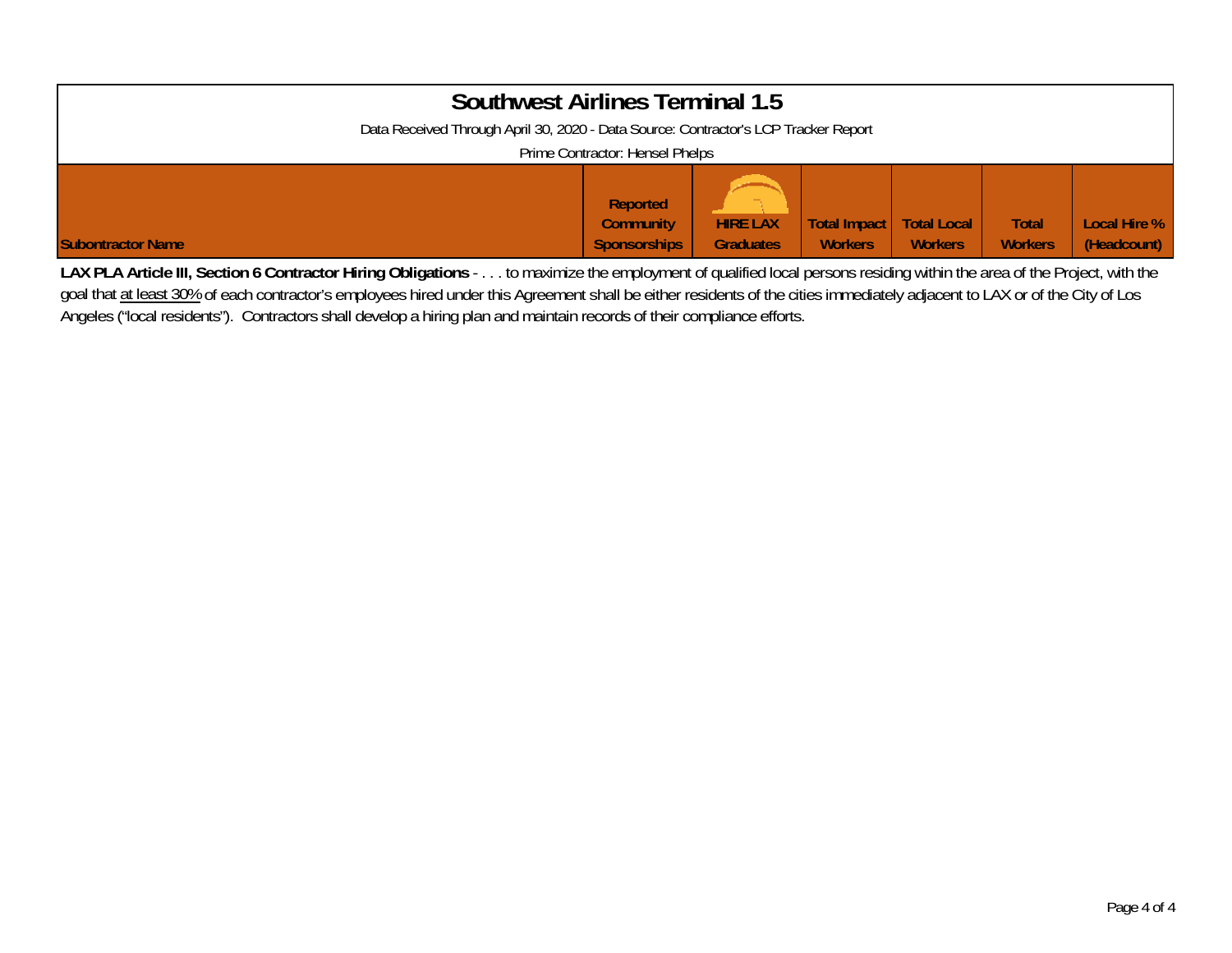# Southwest Airlines Terminal 1.5

Data Received Through April 30, 2020 - Data Source: Contractor's LCP Tracker Report

Prime Contractor: Hensel Phelps

| Subontractor Name | Reported Community Sponsorships | HIRE LAX Graduates | Total Impact Workers | Total Local Workers | Total Workers | Local Hire % (Headcount) |
|---|---|---|---|---|---|---|

**LAX PLA Article III, Section 6 Contractor Hiring Obligations** - . . . to maximize the employment of qualified local persons residing within the area of the Project, with the goal that at least 30% of each contractor's employees hired under this Agreement shall be either residents of the cities immediately adjacent to LAX or of the City of Los Angeles ("local residents"). Contractors shall develop a hiring plan and maintain records of their compliance efforts.